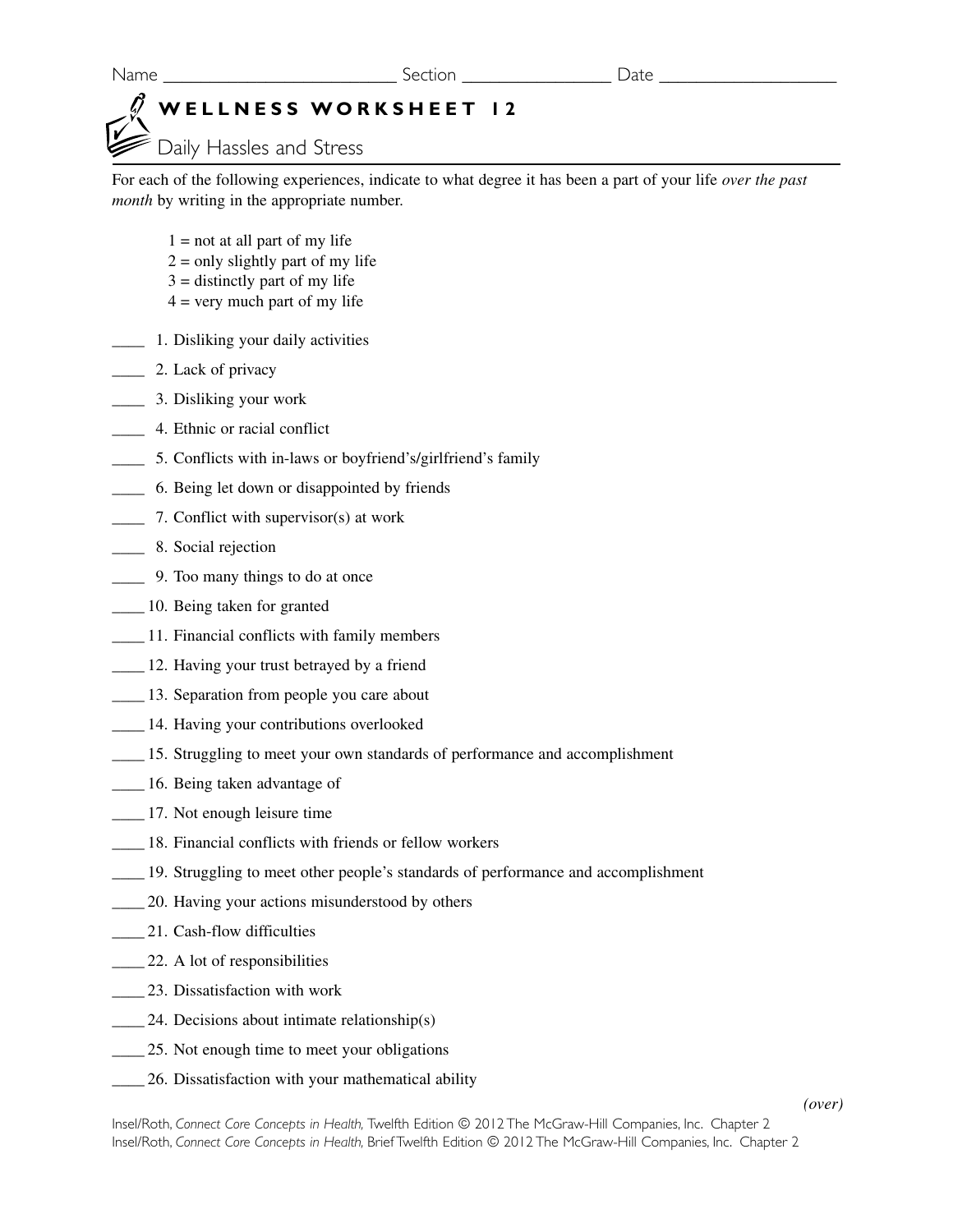Name _________________________ Section ________________ Date ___________________

# WELLNESS WORKSHEET 12

## Daily Hassles and Stress

For each of the following experiences, indicate to what degree it has been a part of your life *over the past month* by writing in the appropriate number.

1 = not at all part of my life
2 = only slightly part of my life
3 = distinctly part of my life
4 = very much part of my life

____ 1. Disliking your daily activities
____ 2. Lack of privacy
____ 3. Disliking your work
____ 4. Ethnic or racial conflict
____ 5. Conflicts with in-laws or boyfriend's/girlfriend's family
____ 6. Being let down or disappointed by friends
____ 7. Conflict with supervisor(s) at work
____ 8. Social rejection
____ 9. Too many things to do at once
____ 10. Being taken for granted
____ 11. Financial conflicts with family members
____ 12. Having your trust betrayed by a friend
____ 13. Separation from people you care about
____ 14. Having your contributions overlooked
____ 15. Struggling to meet your own standards of performance and accomplishment
____ 16. Being taken advantage of
____ 17. Not enough leisure time
____ 18. Financial conflicts with friends or fellow workers
____ 19. Struggling to meet other people's standards of performance and accomplishment
____ 20. Having your actions misunderstood by others
____ 21. Cash-flow difficulties
____ 22. A lot of responsibilities
____ 23. Dissatisfaction with work
____ 24. Decisions about intimate relationship(s)
____ 25. Not enough time to meet your obligations
____ 26. Dissatisfaction with your mathematical ability

*(over)*

Insel/Roth, *Connect Core Concepts in Health,* Twelfth Edition © 2012 The McGraw-Hill Companies, Inc. Chapter 2
Insel/Roth, *Connect Core Concepts in Health,* Brief Twelfth Edition © 2012 The McGraw-Hill Companies, Inc. Chapter 2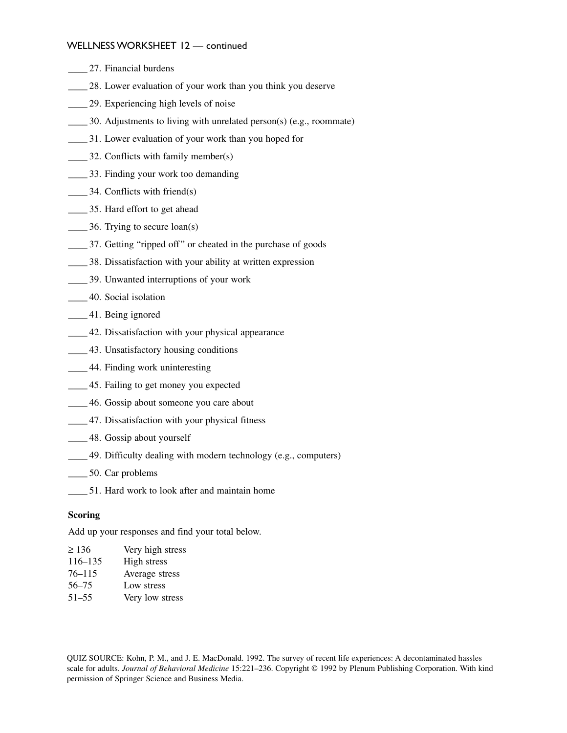WELLNESS WORKSHEET 12 — continued

____ 27. Financial burdens

____ 28. Lower evaluation of your work than you think you deserve

____ 29. Experiencing high levels of noise

____ 30. Adjustments to living with unrelated person(s) (e.g., roommate)

____ 31. Lower evaluation of your work than you hoped for

____ 32. Conflicts with family member(s)

____ 33. Finding your work too demanding

____ 34. Conflicts with friend(s)

____ 35. Hard effort to get ahead

____ 36. Trying to secure loan(s)

____ 37. Getting "ripped off" or cheated in the purchase of goods

____ 38. Dissatisfaction with your ability at written expression

____ 39. Unwanted interruptions of your work

____ 40. Social isolation

____ 41. Being ignored

____ 42. Dissatisfaction with your physical appearance

____ 43. Unsatisfactory housing conditions

____ 44. Finding work uninteresting

____ 45. Failing to get money you expected

____ 46. Gossip about someone you care about

____ 47. Dissatisfaction with your physical fitness

____ 48. Gossip about yourself

____ 49. Difficulty dealing with modern technology (e.g., computers)

____ 50. Car problems

____ 51. Hard work to look after and maintain home

**Scoring**

Add up your responses and find your total below.

| | |
|---|---|
| ≥ 136 | Very high stress |
| 116–135 | High stress |
| 76–115 | Average stress |
| 56–75 | Low stress |
| 51–55 | Very low stress |

QUIZ SOURCE: Kohn, P. M., and J. E. MacDonald. 1992. The survey of recent life experiences: A decontaminated hassles scale for adults. *Journal of Behavioral Medicine* 15:221–236. Copyright © 1992 by Plenum Publishing Corporation. With kind permission of Springer Science and Business Media.